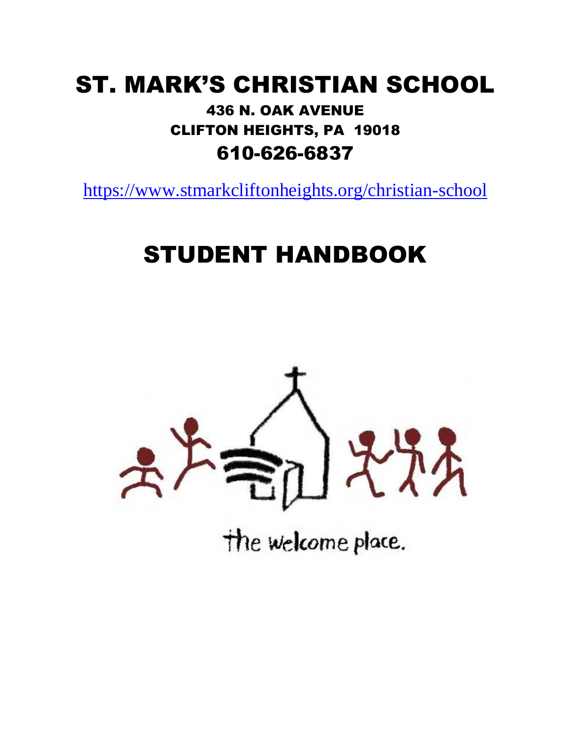# ST. MARK'S CHRISTIAN SCHOOL

**436 N. OAK AVENUE**
**CLIFTON HEIGHTS, PA 19018**
**610-626-6837**

https://www.stmarkcliftonheights.org/christian-school

# STUDENT HANDBOOK

the welcome place.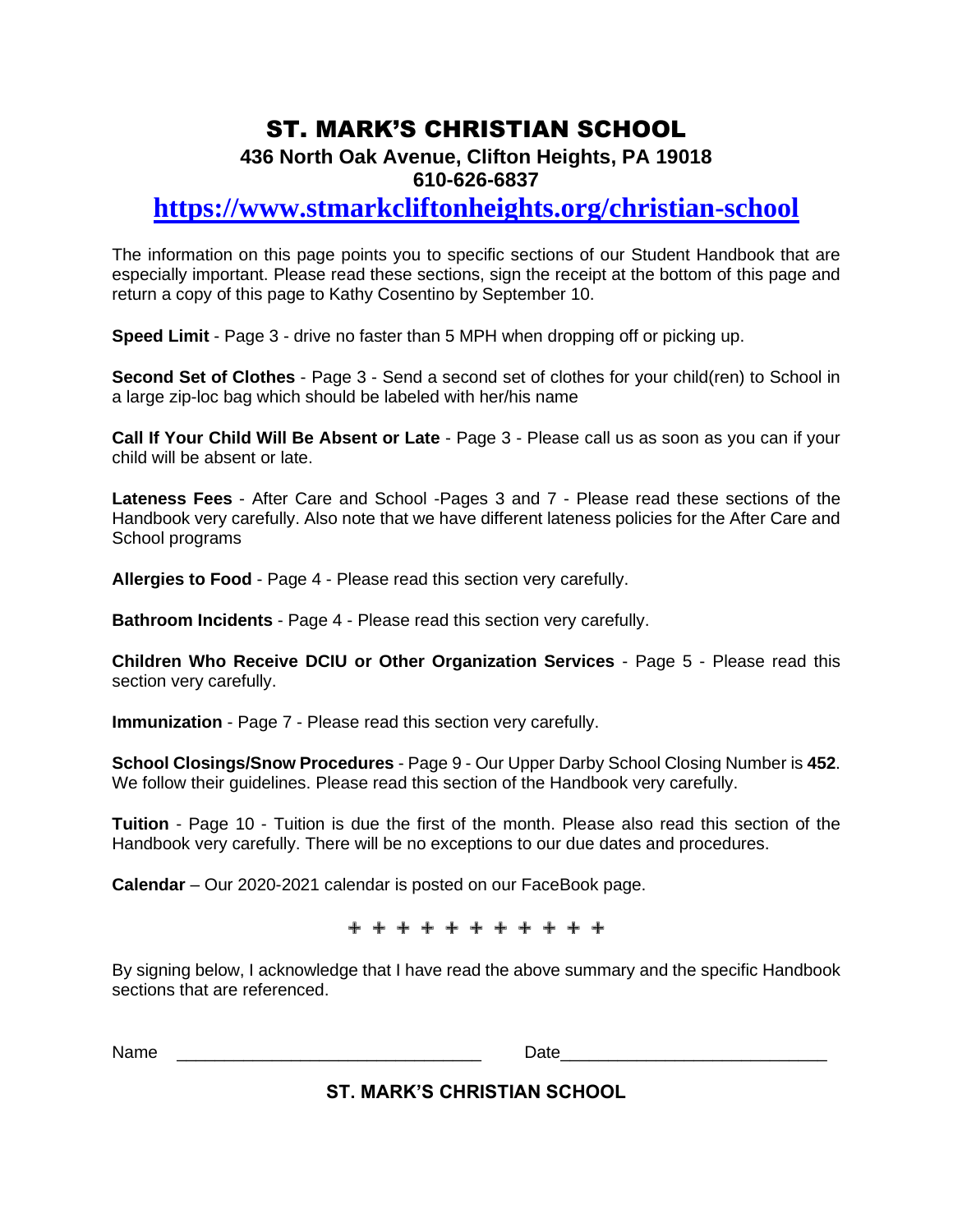# ST. MARK'S CHRISTIAN SCHOOL

**436 North Oak Avenue, Clifton Heights, PA 19018**
**610-626-6837**

**https://www.stmarkcliftonheights.org/christian-school**

The information on this page points you to specific sections of our Student Handbook that are especially important. Please read these sections, sign the receipt at the bottom of this page and return a copy of this page to Kathy Cosentino by September 10.

**Speed Limit** - Page 3 - drive no faster than 5 MPH when dropping off or picking up.

**Second Set of Clothes** - Page 3 - Send a second set of clothes for your child(ren) to School in a large zip-loc bag which should be labeled with her/his name

**Call If Your Child Will Be Absent or Late** - Page 3 - Please call us as soon as you can if your child will be absent or late.

**Lateness Fees** - After Care and School -Pages 3 and 7 - Please read these sections of the Handbook very carefully. Also note that we have different lateness policies for the After Care and School programs

**Allergies to Food** - Page 4 - Please read this section very carefully.

**Bathroom Incidents** - Page 4 - Please read this section very carefully.

**Children Who Receive DCIU or Other Organization Services** - Page 5 - Please read this section very carefully.

**Immunization** - Page 7 - Please read this section very carefully.

**School Closings/Snow Procedures** - Page 9 - Our Upper Darby School Closing Number is **452**. We follow their guidelines. Please read this section of the Handbook very carefully.

**Tuition** - Page 10 - Tuition is due the first of the month. Please also read this section of the Handbook very carefully. There will be no exceptions to our due dates and procedures.

**Calendar** – Our 2020-2021 calendar is posted on our FaceBook page.

✢ ✢ ✢ ✢ ✢ ✢ ✢ ✢ ✢ ✢ ✢

By signing below, I acknowledge that I have read the above summary and the specific Handbook sections that are referenced.

Name _______________________________ Date___________________________

**ST. MARK'S CHRISTIAN SCHOOL**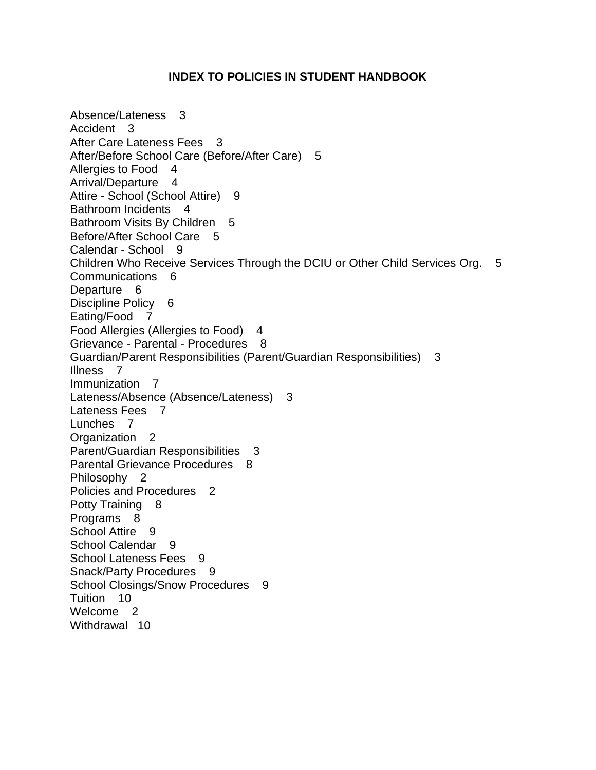## INDEX TO POLICIES IN STUDENT HANDBOOK

Absence/Lateness 3
Accident 3
After Care Lateness Fees 3
After/Before School Care (Before/After Care) 5
Allergies to Food 4
Arrival/Departure 4
Attire - School (School Attire) 9
Bathroom Incidents 4
Bathroom Visits By Children 5
Before/After School Care 5
Calendar - School 9
Children Who Receive Services Through the DCIU or Other Child Services Org. 5
Communications 6
Departure 6
Discipline Policy 6
Eating/Food 7
Food Allergies (Allergies to Food) 4
Grievance - Parental - Procedures 8
Guardian/Parent Responsibilities (Parent/Guardian Responsibilities) 3
Illness 7
Immunization 7
Lateness/Absence (Absence/Lateness) 3
Lateness Fees 7
Lunches 7
Organization 2
Parent/Guardian Responsibilities 3
Parental Grievance Procedures 8
Philosophy 2
Policies and Procedures 2
Potty Training 8
Programs 8
School Attire 9
School Calendar 9
School Lateness Fees 9
Snack/Party Procedures 9
School Closings/Snow Procedures 9
Tuition 10
Welcome 2
Withdrawal 10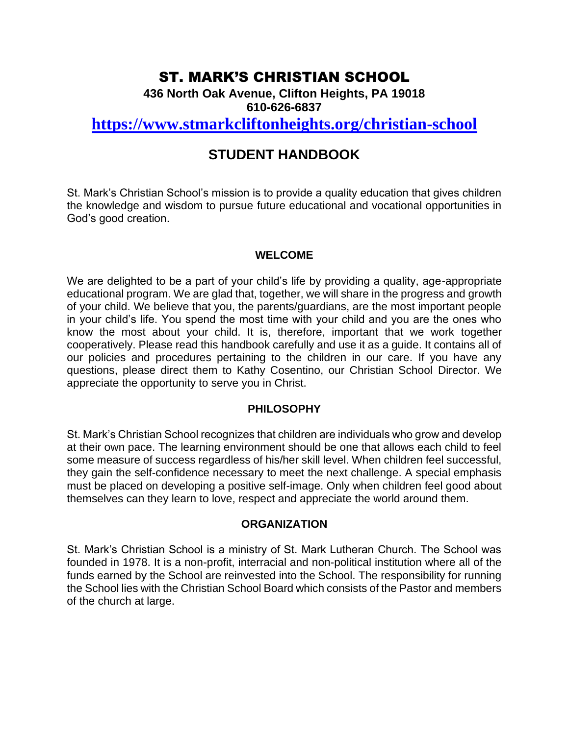# ST. MARK'S CHRISTIAN SCHOOL

**436 North Oak Avenue, Clifton Heights, PA 19018**
**610-626-6837**

**https://www.stmarkcliftonheights.org/christian-school**

## STUDENT HANDBOOK

St. Mark's Christian School's mission is to provide a quality education that gives children the knowledge and wisdom to pursue future educational and vocational opportunities in God's good creation.

### WELCOME

We are delighted to be a part of your child's life by providing a quality, age-appropriate educational program. We are glad that, together, we will share in the progress and growth of your child. We believe that you, the parents/guardians, are the most important people in your child's life. You spend the most time with your child and you are the ones who know the most about your child. It is, therefore, important that we work together cooperatively. Please read this handbook carefully and use it as a guide. It contains all of our policies and procedures pertaining to the children in our care. If you have any questions, please direct them to Kathy Cosentino, our Christian School Director. We appreciate the opportunity to serve you in Christ.

### PHILOSOPHY

St. Mark's Christian School recognizes that children are individuals who grow and develop at their own pace. The learning environment should be one that allows each child to feel some measure of success regardless of his/her skill level. When children feel successful, they gain the self-confidence necessary to meet the next challenge. A special emphasis must be placed on developing a positive self-image. Only when children feel good about themselves can they learn to love, respect and appreciate the world around them.

### ORGANIZATION

St. Mark's Christian School is a ministry of St. Mark Lutheran Church. The School was founded in 1978. It is a non-profit, interracial and non-political institution where all of the funds earned by the School are reinvested into the School. The responsibility for running the School lies with the Christian School Board which consists of the Pastor and members of the church at large.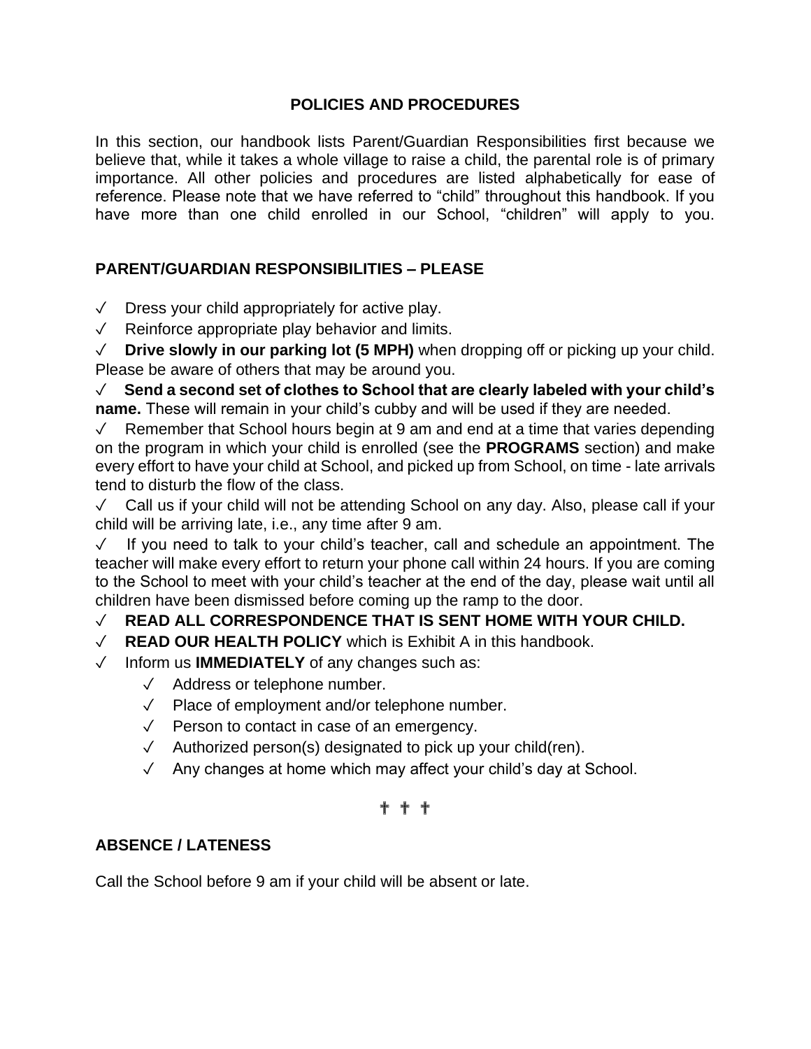## POLICIES AND PROCEDURES

In this section, our handbook lists Parent/Guardian Responsibilities first because we believe that, while it takes a whole village to raise a child, the parental role is of primary importance. All other policies and procedures are listed alphabetically for ease of reference. Please note that we have referred to "child" throughout this handbook. If you have more than one child enrolled in our School, "children" will apply to you.

### PARENT/GUARDIAN RESPONSIBILITIES – PLEASE

- ✓ Dress your child appropriately for active play.
- ✓ Reinforce appropriate play behavior and limits.
- ✓ **Drive slowly in our parking lot (5 MPH)** when dropping off or picking up your child. Please be aware of others that may be around you.
- ✓ **Send a second set of clothes to School that are clearly labeled with your child's name.** These will remain in your child's cubby and will be used if they are needed.
- ✓ Remember that School hours begin at 9 am and end at a time that varies depending on the program in which your child is enrolled (see the **PROGRAMS** section) and make every effort to have your child at School, and picked up from School, on time - late arrivals tend to disturb the flow of the class.
- ✓ Call us if your child will not be attending School on any day. Also, please call if your child will be arriving late, i.e., any time after 9 am.
- ✓ If you need to talk to your child's teacher, call and schedule an appointment. The teacher will make every effort to return your phone call within 24 hours. If you are coming to the School to meet with your child's teacher at the end of the day, please wait until all children have been dismissed before coming up the ramp to the door.
- ✓ **READ ALL CORRESPONDENCE THAT IS SENT HOME WITH YOUR CHILD.**
- ✓ **READ OUR HEALTH POLICY** which is Exhibit A in this handbook.
- ✓ Inform us **IMMEDIATELY** of any changes such as:
  - ✓ Address or telephone number.
  - ✓ Place of employment and/or telephone number.
  - ✓ Person to contact in case of an emergency.
  - ✓ Authorized person(s) designated to pick up your child(ren).
  - ✓ Any changes at home which may affect your child's day at School.

† † †

### ABSENCE / LATENESS

Call the School before 9 am if your child will be absent or late.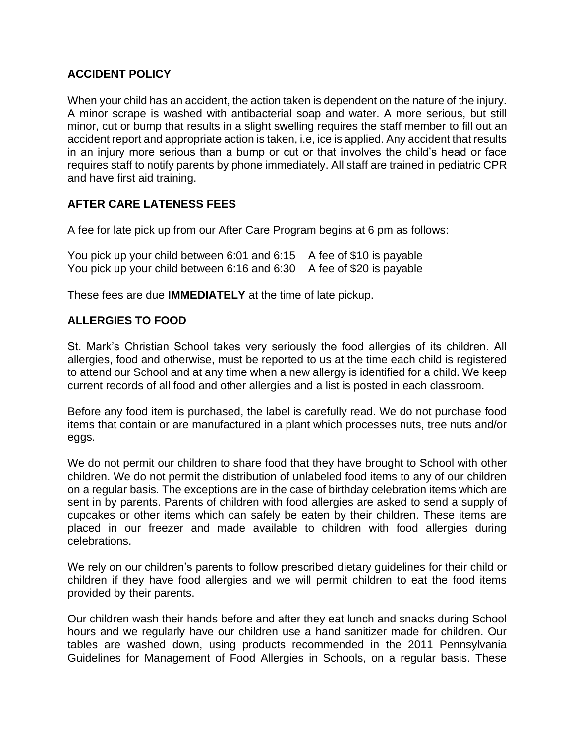## ACCIDENT POLICY

When your child has an accident, the action taken is dependent on the nature of the injury. A minor scrape is washed with antibacterial soap and water. A more serious, but still minor, cut or bump that results in a slight swelling requires the staff member to fill out an accident report and appropriate action is taken, i.e, ice is applied. Any accident that results in an injury more serious than a bump or cut or that involves the child's head or face requires staff to notify parents by phone immediately. All staff are trained in pediatric CPR and have first aid training.

## AFTER CARE LATENESS FEES

A fee for late pick up from our After Care Program begins at 6 pm as follows:

You pick up your child between 6:01 and 6:15    A fee of $10 is payable
You pick up your child between 6:16 and 6:30    A fee of $20 is payable

These fees are due **IMMEDIATELY** at the time of late pickup.

## ALLERGIES TO FOOD

St. Mark's Christian School takes very seriously the food allergies of its children. All allergies, food and otherwise, must be reported to us at the time each child is registered to attend our School and at any time when a new allergy is identified for a child. We keep current records of all food and other allergies and a list is posted in each classroom.

Before any food item is purchased, the label is carefully read. We do not purchase food items that contain or are manufactured in a plant which processes nuts, tree nuts and/or eggs.

We do not permit our children to share food that they have brought to School with other children. We do not permit the distribution of unlabeled food items to any of our children on a regular basis. The exceptions are in the case of birthday celebration items which are sent in by parents. Parents of children with food allergies are asked to send a supply of cupcakes or other items which can safely be eaten by their children. These items are placed in our freezer and made available to children with food allergies during celebrations.

We rely on our children's parents to follow prescribed dietary guidelines for their child or children if they have food allergies and we will permit children to eat the food items provided by their parents.

Our children wash their hands before and after they eat lunch and snacks during School hours and we regularly have our children use a hand sanitizer made for children. Our tables are washed down, using products recommended in the 2011 Pennsylvania Guidelines for Management of Food Allergies in Schools, on a regular basis. These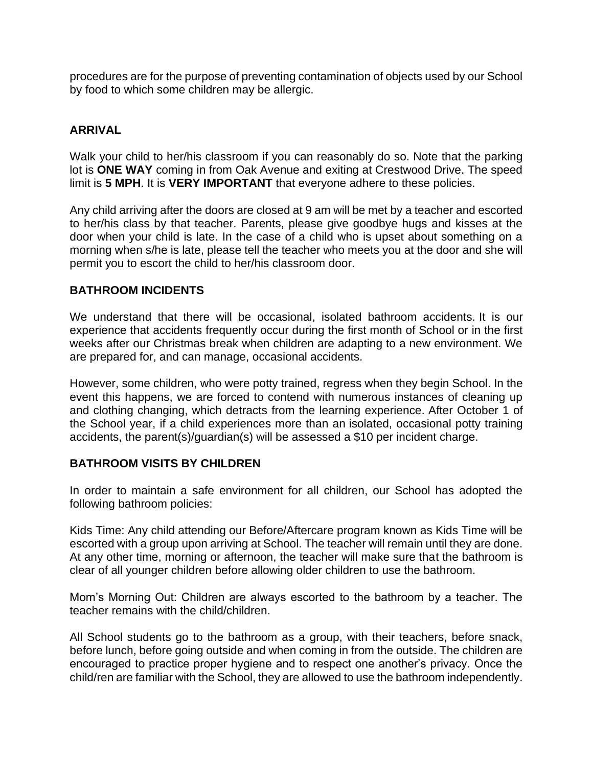procedures are for the purpose of preventing contamination of objects used by our School by food to which some children may be allergic.

## ARRIVAL

Walk your child to her/his classroom if you can reasonably do so. Note that the parking lot is **ONE WAY** coming in from Oak Avenue and exiting at Crestwood Drive. The speed limit is **5 MPH**. It is **VERY IMPORTANT** that everyone adhere to these policies.

Any child arriving after the doors are closed at 9 am will be met by a teacher and escorted to her/his class by that teacher. Parents, please give goodbye hugs and kisses at the door when your child is late. In the case of a child who is upset about something on a morning when s/he is late, please tell the teacher who meets you at the door and she will permit you to escort the child to her/his classroom door.

## BATHROOM INCIDENTS

We understand that there will be occasional, isolated bathroom accidents. It is our experience that accidents frequently occur during the first month of School or in the first weeks after our Christmas break when children are adapting to a new environment. We are prepared for, and can manage, occasional accidents.

However, some children, who were potty trained, regress when they begin School. In the event this happens, we are forced to contend with numerous instances of cleaning up and clothing changing, which detracts from the learning experience. After October 1 of the School year, if a child experiences more than an isolated, occasional potty training accidents, the parent(s)/guardian(s) will be assessed a $10 per incident charge.

## BATHROOM VISITS BY CHILDREN

In order to maintain a safe environment for all children, our School has adopted the following bathroom policies:

Kids Time: Any child attending our Before/Aftercare program known as Kids Time will be escorted with a group upon arriving at School. The teacher will remain until they are done. At any other time, morning or afternoon, the teacher will make sure that the bathroom is clear of all younger children before allowing older children to use the bathroom.

Mom's Morning Out: Children are always escorted to the bathroom by a teacher. The teacher remains with the child/children.

All School students go to the bathroom as a group, with their teachers, before snack, before lunch, before going outside and when coming in from the outside. The children are encouraged to practice proper hygiene and to respect one another's privacy. Once the child/ren are familiar with the School, they are allowed to use the bathroom independently.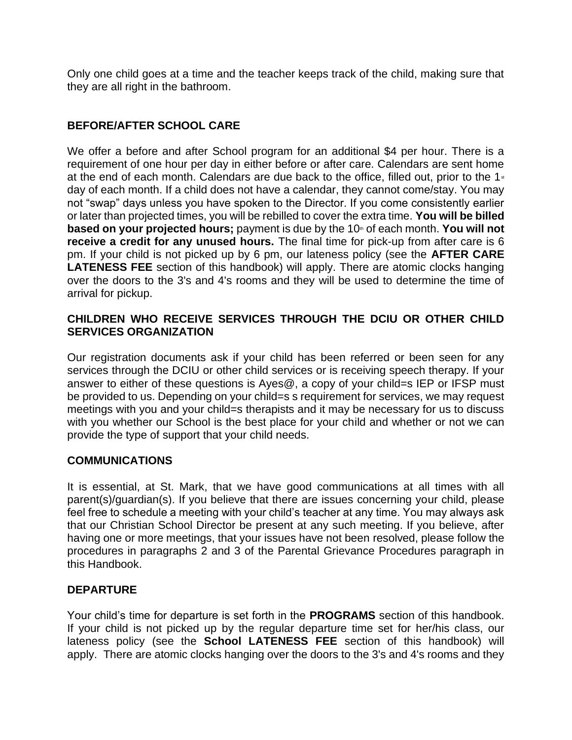Only one child goes at a time and the teacher keeps track of the child, making sure that they are all right in the bathroom.

## BEFORE/AFTER SCHOOL CARE

We offer a before and after School program for an additional $4 per hour. There is a requirement of one hour per day in either before or after care. Calendars are sent home at the end of each month. Calendars are due back to the office, filled out, prior to the 1st day of each month. If a child does not have a calendar, they cannot come/stay. You may not "swap" days unless you have spoken to the Director. If you come consistently earlier or later than projected times, you will be rebilled to cover the extra time. **You will be billed based on your projected hours;** payment is due by the 10th of each month. **You will not receive a credit for any unused hours.** The final time for pick-up from after care is 6 pm. If your child is not picked up by 6 pm, our lateness policy (see the **AFTER CARE LATENESS FEE** section of this handbook) will apply. There are atomic clocks hanging over the doors to the 3's and 4's rooms and they will be used to determine the time of arrival for pickup.

## CHILDREN WHO RECEIVE SERVICES THROUGH THE DCIU OR OTHER CHILD SERVICES ORGANIZATION

Our registration documents ask if your child has been referred or been seen for any services through the DCIU or other child services or is receiving speech therapy. If your answer to either of these questions is Ayes@, a copy of your child=s IEP or IFSP must be provided to us. Depending on your child=s s requirement for services, we may request meetings with you and your child=s therapists and it may be necessary for us to discuss with you whether our School is the best place for your child and whether or not we can provide the type of support that your child needs.

## COMMUNICATIONS

It is essential, at St. Mark, that we have good communications at all times with all parent(s)/guardian(s). If you believe that there are issues concerning your child, please feel free to schedule a meeting with your child's teacher at any time. You may always ask that our Christian School Director be present at any such meeting. If you believe, after having one or more meetings, that your issues have not been resolved, please follow the procedures in paragraphs 2 and 3 of the Parental Grievance Procedures paragraph in this Handbook.

## DEPARTURE

Your child's time for departure is set forth in the **PROGRAMS** section of this handbook. If your child is not picked up by the regular departure time set for her/his class, our lateness policy (see the **School LATENESS FEE** section of this handbook) will apply. There are atomic clocks hanging over the doors to the 3's and 4's rooms and they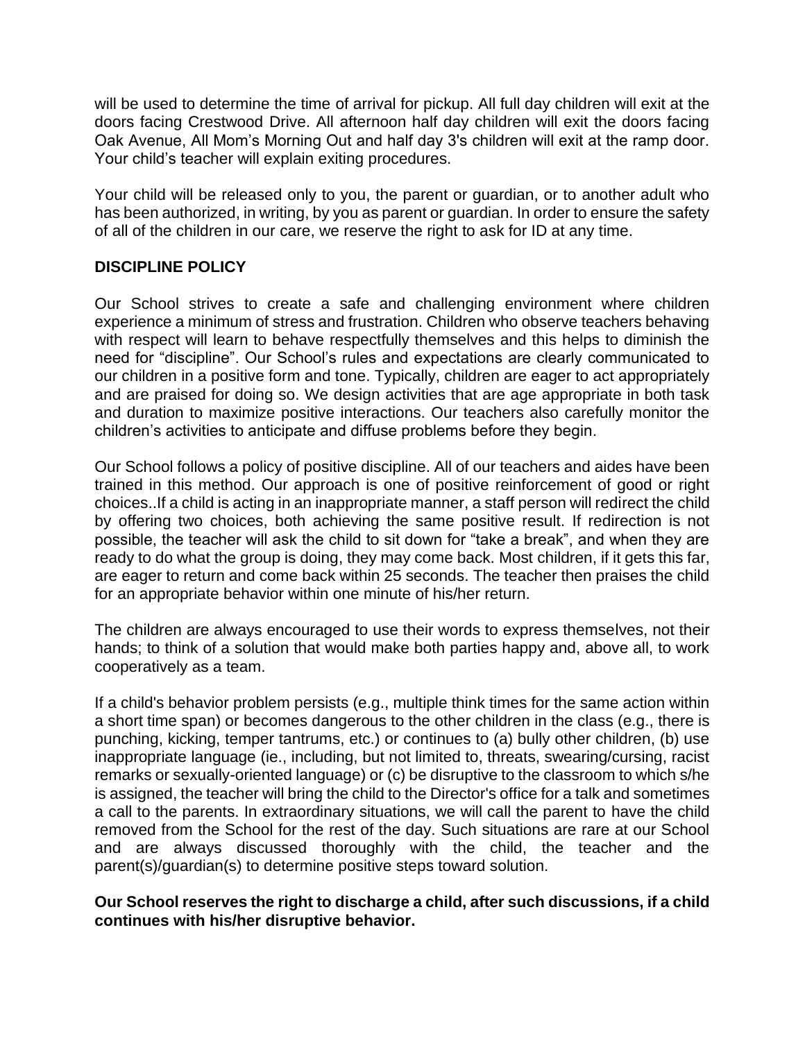will be used to determine the time of arrival for pickup. All full day children will exit at the doors facing Crestwood Drive. All afternoon half day children will exit the doors facing Oak Avenue, All Mom's Morning Out and half day 3's children will exit at the ramp door. Your child's teacher will explain exiting procedures.

Your child will be released only to you, the parent or guardian, or to another adult who has been authorized, in writing, by you as parent or guardian. In order to ensure the safety of all of the children in our care, we reserve the right to ask for ID at any time.

## DISCIPLINE POLICY

Our School strives to create a safe and challenging environment where children experience a minimum of stress and frustration. Children who observe teachers behaving with respect will learn to behave respectfully themselves and this helps to diminish the need for "discipline". Our School's rules and expectations are clearly communicated to our children in a positive form and tone. Typically, children are eager to act appropriately and are praised for doing so. We design activities that are age appropriate in both task and duration to maximize positive interactions. Our teachers also carefully monitor the children's activities to anticipate and diffuse problems before they begin.

Our School follows a policy of positive discipline. All of our teachers and aides have been trained in this method. Our approach is one of positive reinforcement of good or right choices..If a child is acting in an inappropriate manner, a staff person will redirect the child by offering two choices, both achieving the same positive result. If redirection is not possible, the teacher will ask the child to sit down for "take a break", and when they are ready to do what the group is doing, they may come back. Most children, if it gets this far, are eager to return and come back within 25 seconds. The teacher then praises the child for an appropriate behavior within one minute of his/her return.

The children are always encouraged to use their words to express themselves, not their hands; to think of a solution that would make both parties happy and, above all, to work cooperatively as a team.

If a child's behavior problem persists (e.g., multiple think times for the same action within a short time span) or becomes dangerous to the other children in the class (e.g., there is punching, kicking, temper tantrums, etc.) or continues to (a) bully other children, (b) use inappropriate language (ie., including, but not limited to, threats, swearing/cursing, racist remarks or sexually-oriented language) or (c) be disruptive to the classroom to which s/he is assigned, the teacher will bring the child to the Director's office for a talk and sometimes a call to the parents. In extraordinary situations, we will call the parent to have the child removed from the School for the rest of the day. Such situations are rare at our School and are always discussed thoroughly with the child, the teacher and the parent(s)/guardian(s) to determine positive steps toward solution.

**Our School reserves the right to discharge a child, after such discussions, if a child continues with his/her disruptive behavior.**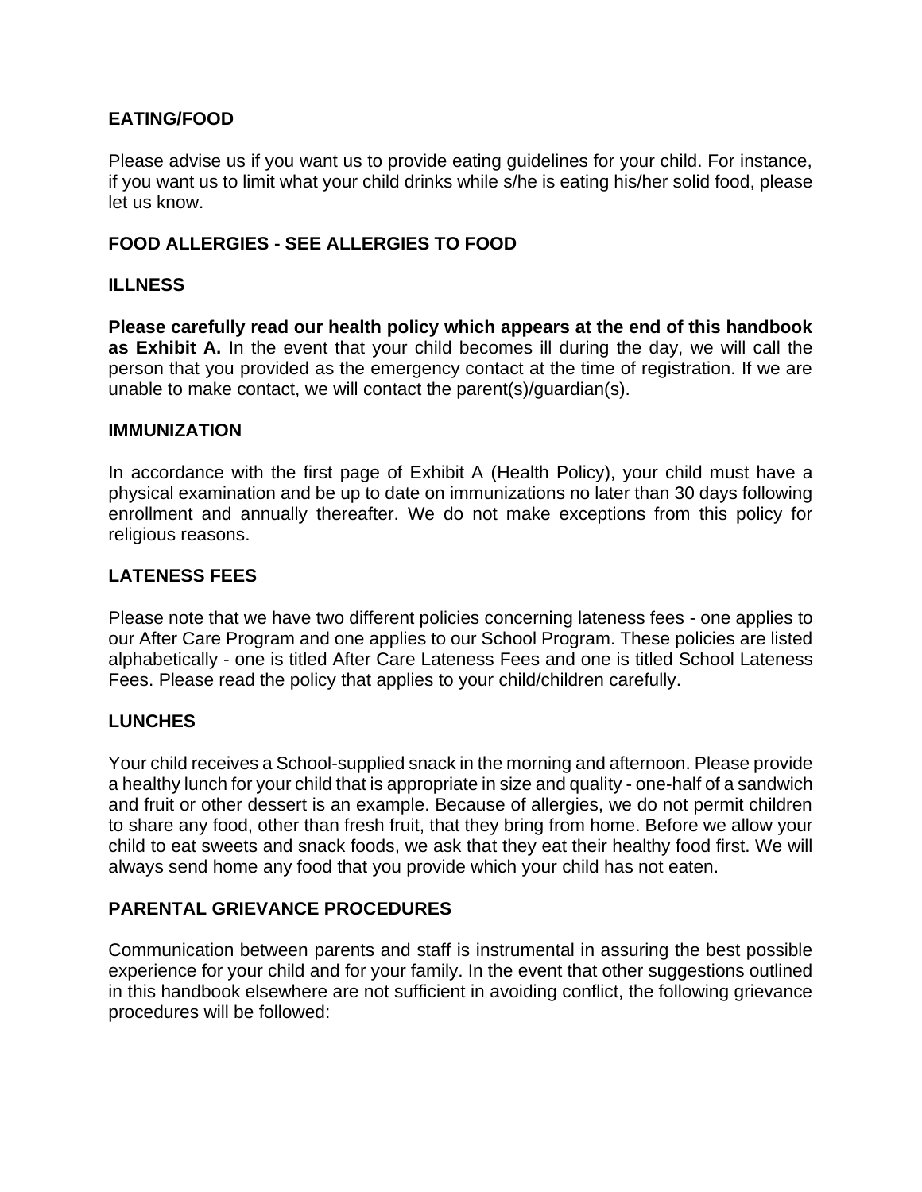## EATING/FOOD

Please advise us if you want us to provide eating guidelines for your child. For instance, if you want us to limit what your child drinks while s/he is eating his/her solid food, please let us know.

## FOOD ALLERGIES - SEE ALLERGIES TO FOOD

## ILLNESS

**Please carefully read our health policy which appears at the end of this handbook as Exhibit A.** In the event that your child becomes ill during the day, we will call the person that you provided as the emergency contact at the time of registration. If we are unable to make contact, we will contact the parent(s)/guardian(s).

## IMMUNIZATION

In accordance with the first page of Exhibit A (Health Policy), your child must have a physical examination and be up to date on immunizations no later than 30 days following enrollment and annually thereafter. We do not make exceptions from this policy for religious reasons.

## LATENESS FEES

Please note that we have two different policies concerning lateness fees - one applies to our After Care Program and one applies to our School Program. These policies are listed alphabetically - one is titled After Care Lateness Fees and one is titled School Lateness Fees. Please read the policy that applies to your child/children carefully.

## LUNCHES

Your child receives a School-supplied snack in the morning and afternoon. Please provide a healthy lunch for your child that is appropriate in size and quality - one-half of a sandwich and fruit or other dessert is an example. Because of allergies, we do not permit children to share any food, other than fresh fruit, that they bring from home. Before we allow your child to eat sweets and snack foods, we ask that they eat their healthy food first. We will always send home any food that you provide which your child has not eaten.

## PARENTAL GRIEVANCE PROCEDURES

Communication between parents and staff is instrumental in assuring the best possible experience for your child and for your family. In the event that other suggestions outlined in this handbook elsewhere are not sufficient in avoiding conflict, the following grievance procedures will be followed: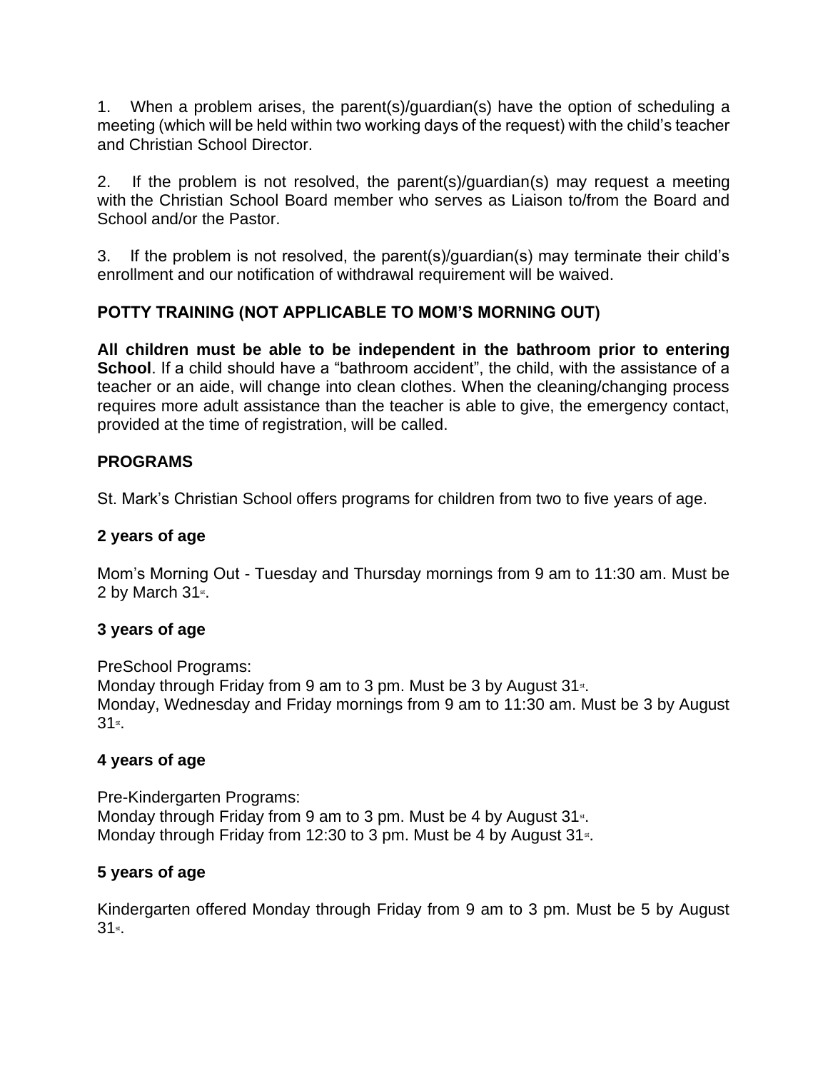1. When a problem arises, the parent(s)/guardian(s) have the option of scheduling a meeting (which will be held within two working days of the request) with the child's teacher and Christian School Director.

2. If the problem is not resolved, the parent(s)/guardian(s) may request a meeting with the Christian School Board member who serves as Liaison to/from the Board and School and/or the Pastor.

3. If the problem is not resolved, the parent(s)/guardian(s) may terminate their child's enrollment and our notification of withdrawal requirement will be waived.

## POTTY TRAINING (NOT APPLICABLE TO MOM'S MORNING OUT)

**All children must be able to be independent in the bathroom prior to entering School**. If a child should have a "bathroom accident", the child, with the assistance of a teacher or an aide, will change into clean clothes. When the cleaning/changing process requires more adult assistance than the teacher is able to give, the emergency contact, provided at the time of registration, will be called.

## PROGRAMS

St. Mark's Christian School offers programs for children from two to five years of age.

### 2 years of age

Mom's Morning Out - Tuesday and Thursday mornings from 9 am to 11:30 am. Must be 2 by March 31st.

### 3 years of age

PreSchool Programs:
Monday through Friday from 9 am to 3 pm. Must be 3 by August 31st.
Monday, Wednesday and Friday mornings from 9 am to 11:30 am. Must be 3 by August 31st.

### 4 years of age

Pre-Kindergarten Programs:
Monday through Friday from 9 am to 3 pm. Must be 4 by August 31st.
Monday through Friday from 12:30 to 3 pm. Must be 4 by August 31st.

### 5 years of age

Kindergarten offered Monday through Friday from 9 am to 3 pm. Must be 5 by August 31st.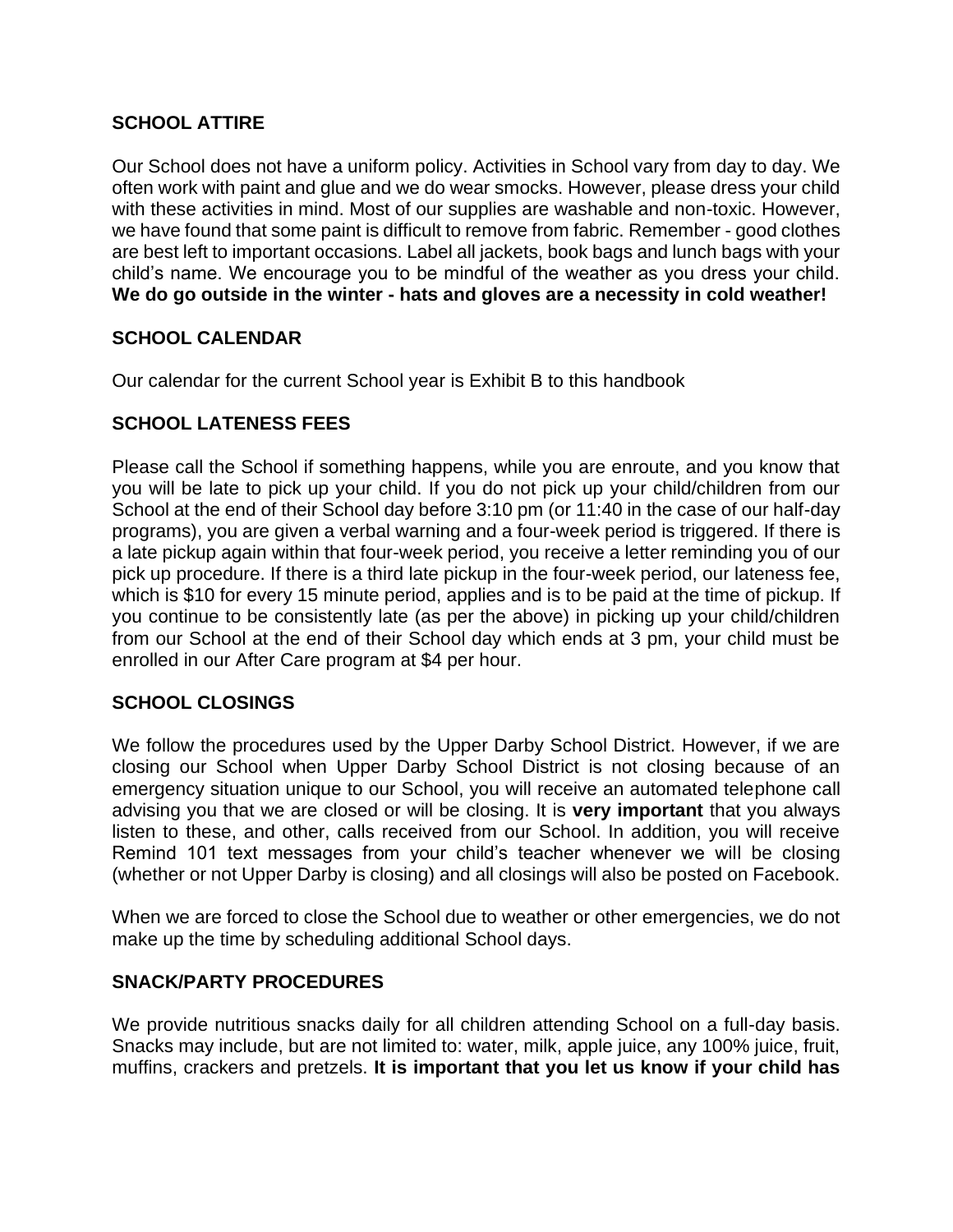## SCHOOL ATTIRE

Our School does not have a uniform policy. Activities in School vary from day to day. We often work with paint and glue and we do wear smocks. However, please dress your child with these activities in mind. Most of our supplies are washable and non-toxic. However, we have found that some paint is difficult to remove from fabric. Remember - good clothes are best left to important occasions. Label all jackets, book bags and lunch bags with your child's name. We encourage you to be mindful of the weather as you dress your child. **We do go outside in the winter - hats and gloves are a necessity in cold weather!**

## SCHOOL CALENDAR

Our calendar for the current School year is Exhibit B to this handbook

## SCHOOL LATENESS FEES

Please call the School if something happens, while you are enroute, and you know that you will be late to pick up your child. If you do not pick up your child/children from our School at the end of their School day before 3:10 pm (or 11:40 in the case of our half-day programs), you are given a verbal warning and a four-week period is triggered. If there is a late pickup again within that four-week period, you receive a letter reminding you of our pick up procedure. If there is a third late pickup in the four-week period, our lateness fee, which is $10 for every 15 minute period, applies and is to be paid at the time of pickup. If you continue to be consistently late (as per the above) in picking up your child/children from our School at the end of their School day which ends at 3 pm, your child must be enrolled in our After Care program at $4 per hour.

## SCHOOL CLOSINGS

We follow the procedures used by the Upper Darby School District. However, if we are closing our School when Upper Darby School District is not closing because of an emergency situation unique to our School, you will receive an automated telephone call advising you that we are closed or will be closing. It is **very important** that you always listen to these, and other, calls received from our School. In addition, you will receive Remind 101 text messages from your child's teacher whenever we will be closing (whether or not Upper Darby is closing) and all closings will also be posted on Facebook.

When we are forced to close the School due to weather or other emergencies, we do not make up the time by scheduling additional School days.

## SNACK/PARTY PROCEDURES

We provide nutritious snacks daily for all children attending School on a full-day basis. Snacks may include, but are not limited to: water, milk, apple juice, any 100% juice, fruit, muffins, crackers and pretzels. **It is important that you let us know if your child has**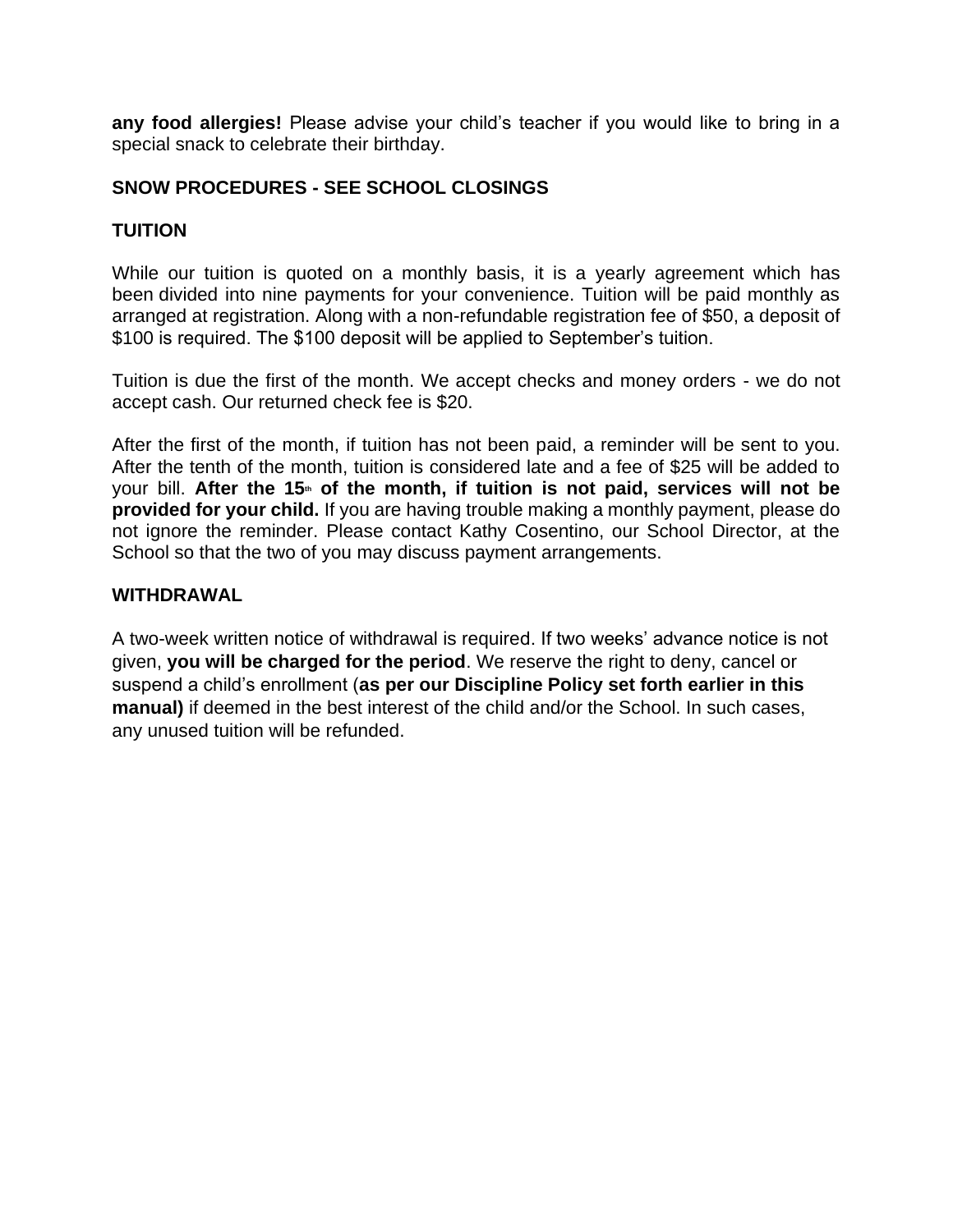**any food allergies!** Please advise your child's teacher if you would like to bring in a special snack to celebrate their birthday.

## SNOW PROCEDURES - SEE SCHOOL CLOSINGS

## TUITION

While our tuition is quoted on a monthly basis, it is a yearly agreement which has been divided into nine payments for your convenience. Tuition will be paid monthly as arranged at registration. Along with a non-refundable registration fee of $50, a deposit of $100 is required. The $100 deposit will be applied to September's tuition.

Tuition is due the first of the month. We accept checks and money orders - we do not accept cash. Our returned check fee is $20.

After the first of the month, if tuition has not been paid, a reminder will be sent to you. After the tenth of the month, tuition is considered late and a fee of $25 will be added to your bill. **After the 15th of the month, if tuition is not paid, services will not be provided for your child.** If you are having trouble making a monthly payment, please do not ignore the reminder. Please contact Kathy Cosentino, our School Director, at the School so that the two of you may discuss payment arrangements.

## WITHDRAWAL

A two-week written notice of withdrawal is required. If two weeks' advance notice is not given, **you will be charged for the period**. We reserve the right to deny, cancel or suspend a child's enrollment (**as per our Discipline Policy set forth earlier in this manual)** if deemed in the best interest of the child and/or the School. In such cases, any unused tuition will be refunded.